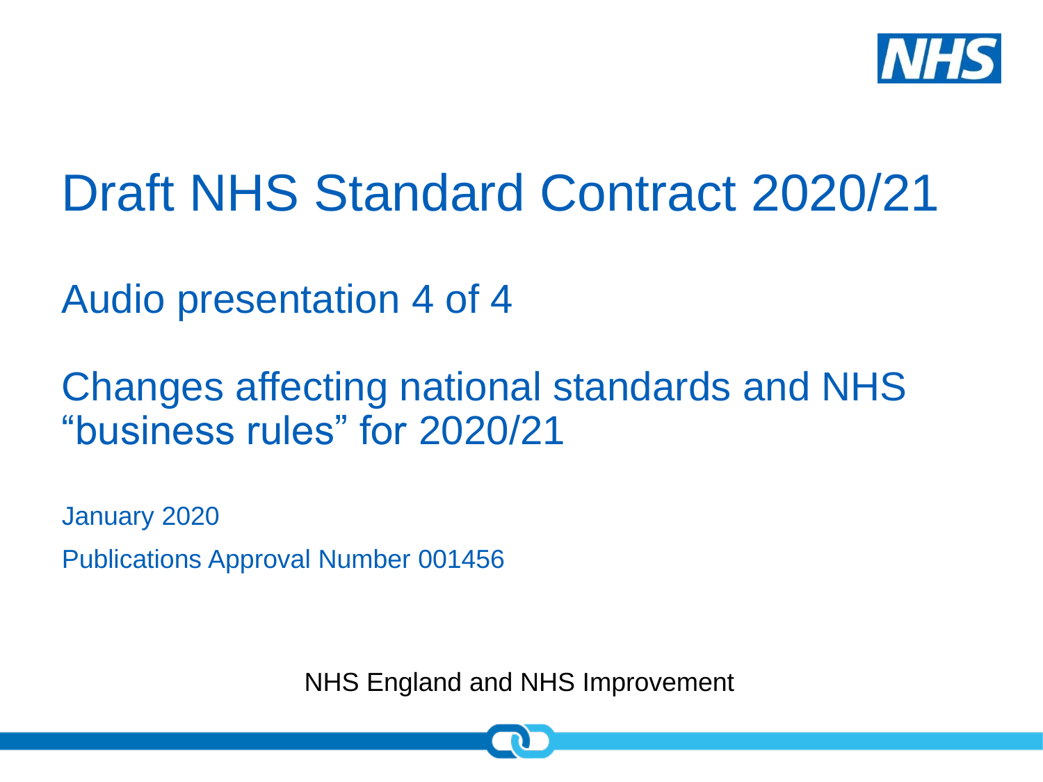# Draft NHS Standard Contract 2020/21

## Audio presentation 4 of 4

## Changes affecting national standards and NHS "business rules" for 2020/21

January 2020

Publications Approval Number 001456

NHS England and NHS Improvement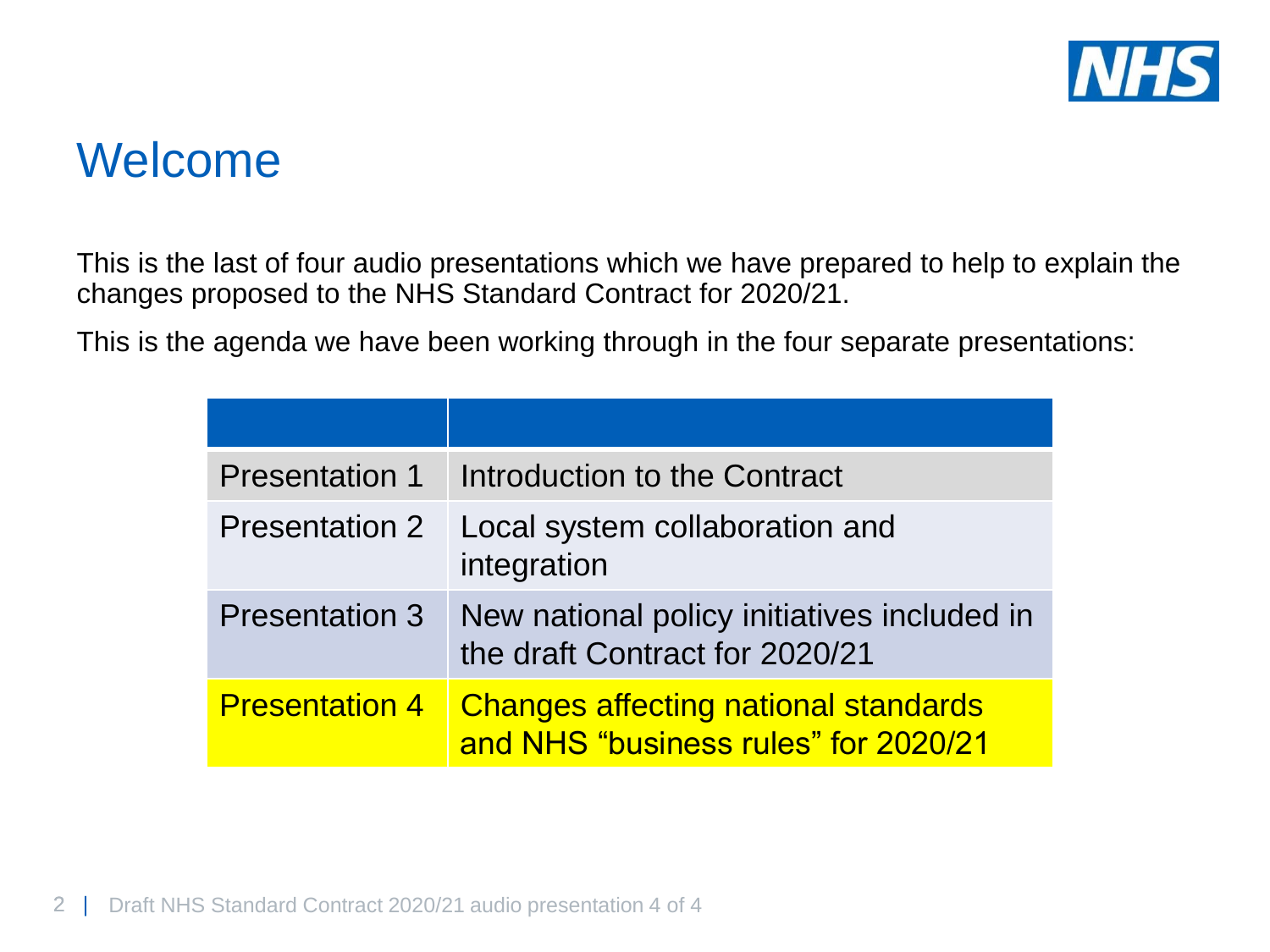# Welcome

This is the last of four audio presentations which we have prepared to help to explain the changes proposed to the NHS Standard Contract for 2020/21.

This is the agenda we have been working through in the four separate presentations:

| | |
|---|---|
| Presentation 1 | Introduction to the Contract |
| Presentation 2 | Local system collaboration and integration |
| Presentation 3 | New national policy initiatives included in the draft Contract for 2020/21 |
| Presentation 4 | Changes affecting national standards and NHS “business rules” for 2020/21 |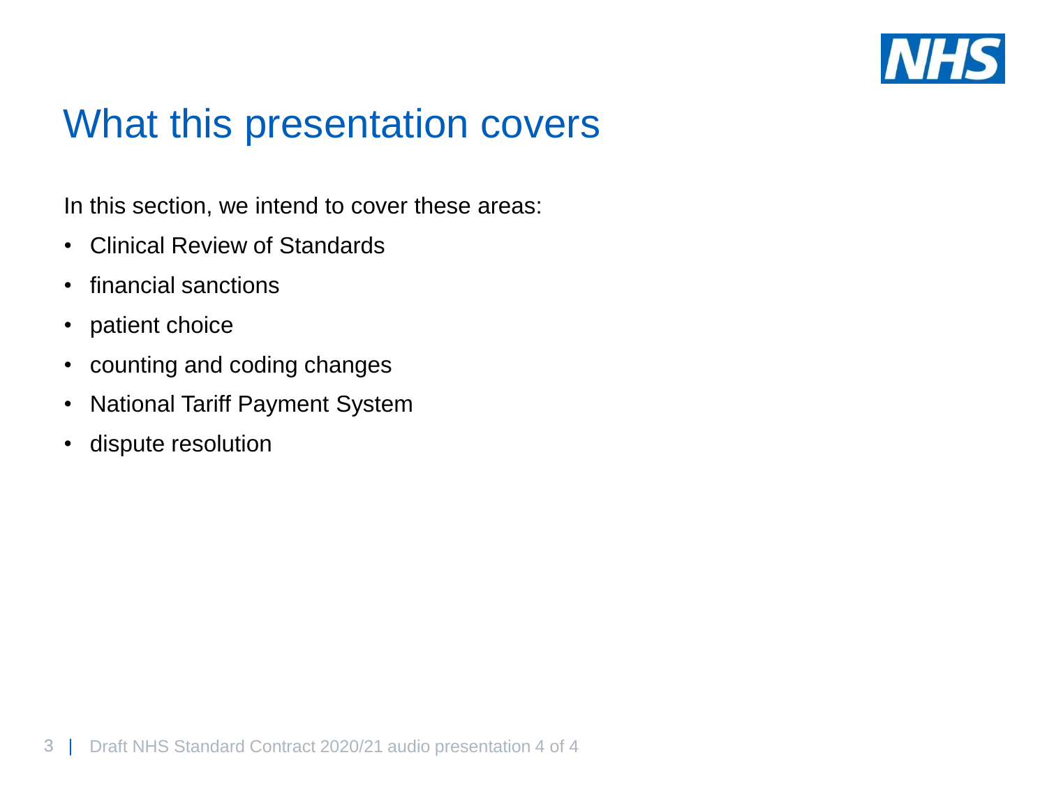# What this presentation covers

In this section, we intend to cover these areas:

- Clinical Review of Standards
- financial sanctions
- patient choice
- counting and coding changes
- National Tariff Payment System
- dispute resolution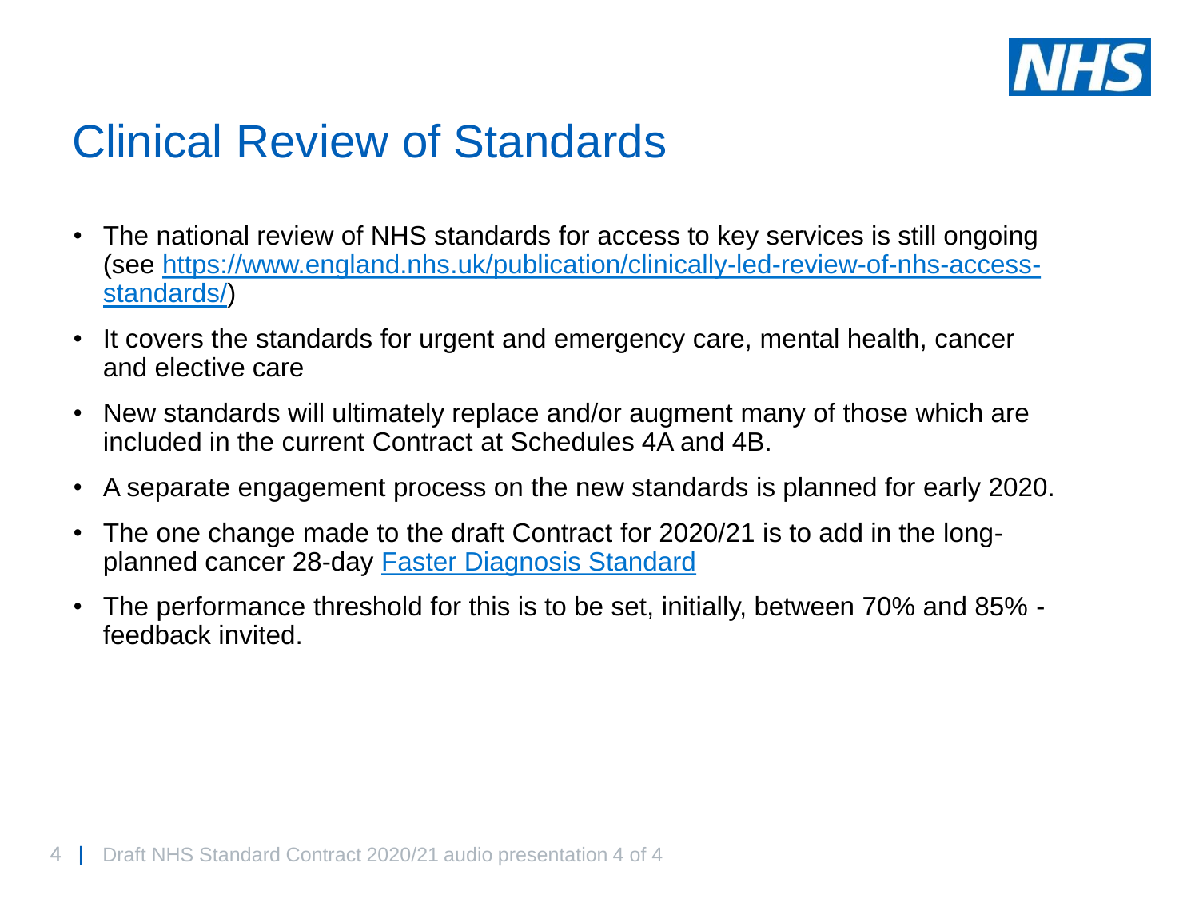# Clinical Review of Standards

- The national review of NHS standards for access to key services is still ongoing (see [https://www.england.nhs.uk/publication/clinically-led-review-of-nhs-access-standards/](https://www.england.nhs.uk/publication/clinically-led-review-of-nhs-access-standards/))
- It covers the standards for urgent and emergency care, mental health, cancer and elective care
- New standards will ultimately replace and/or augment many of those which are included in the current Contract at Schedules 4A and 4B.
- A separate engagement process on the new standards is planned for early 2020.
- The one change made to the draft Contract for 2020/21 is to add in the long-planned cancer 28-day Faster Diagnosis Standard
- The performance threshold for this is to be set, initially, between 70% and 85% - feedback invited.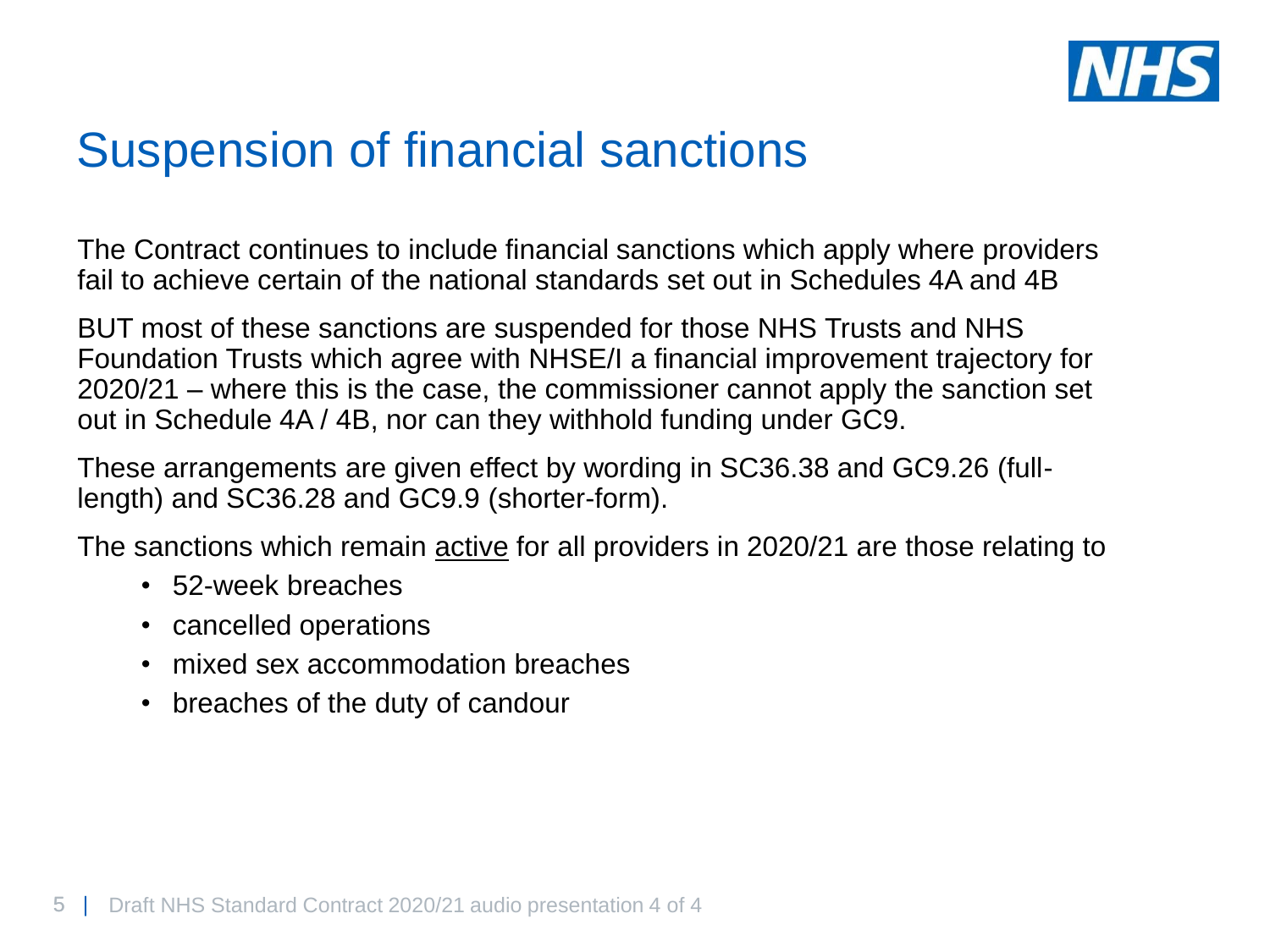# Suspension of financial sanctions

The Contract continues to include financial sanctions which apply where providers fail to achieve certain of the national standards set out in Schedules 4A and 4B

BUT most of these sanctions are suspended for those NHS Trusts and NHS Foundation Trusts which agree with NHSE/I a financial improvement trajectory for 2020/21 – where this is the case, the commissioner cannot apply the sanction set out in Schedule 4A / 4B, nor can they withhold funding under GC9.

These arrangements are given effect by wording in SC36.38 and GC9.26 (full-length) and SC36.28 and GC9.9 (shorter-form).

The sanctions which remain <u>active</u> for all providers in 2020/21 are those relating to

- 52-week breaches
- cancelled operations
- mixed sex accommodation breaches
- breaches of the duty of candour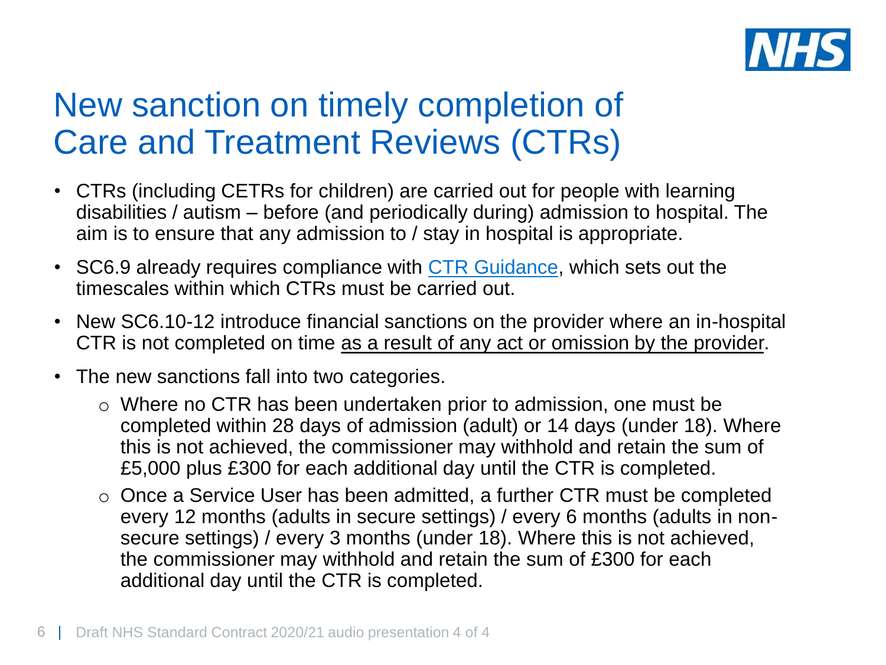# New sanction on timely completion of Care and Treatment Reviews (CTRs)

- CTRs (including CETRs for children) are carried out for people with learning disabilities / autism – before (and periodically during) admission to hospital. The aim is to ensure that any admission to / stay in hospital is appropriate.
- SC6.9 already requires compliance with CTR Guidance, which sets out the timescales within which CTRs must be carried out.
- New SC6.10-12 introduce financial sanctions on the provider where an in-hospital CTR is not completed on time as a result of any act or omission by the provider.
- The new sanctions fall into two categories.
  - Where no CTR has been undertaken prior to admission, one must be completed within 28 days of admission (adult) or 14 days (under 18). Where this is not achieved, the commissioner may withhold and retain the sum of £5,000 plus £300 for each additional day until the CTR is completed.
  - Once a Service User has been admitted, a further CTR must be completed every 12 months (adults in secure settings) / every 6 months (adults in non-secure settings) / every 3 months (under 18). Where this is not achieved, the commissioner may withhold and retain the sum of £300 for each additional day until the CTR is completed.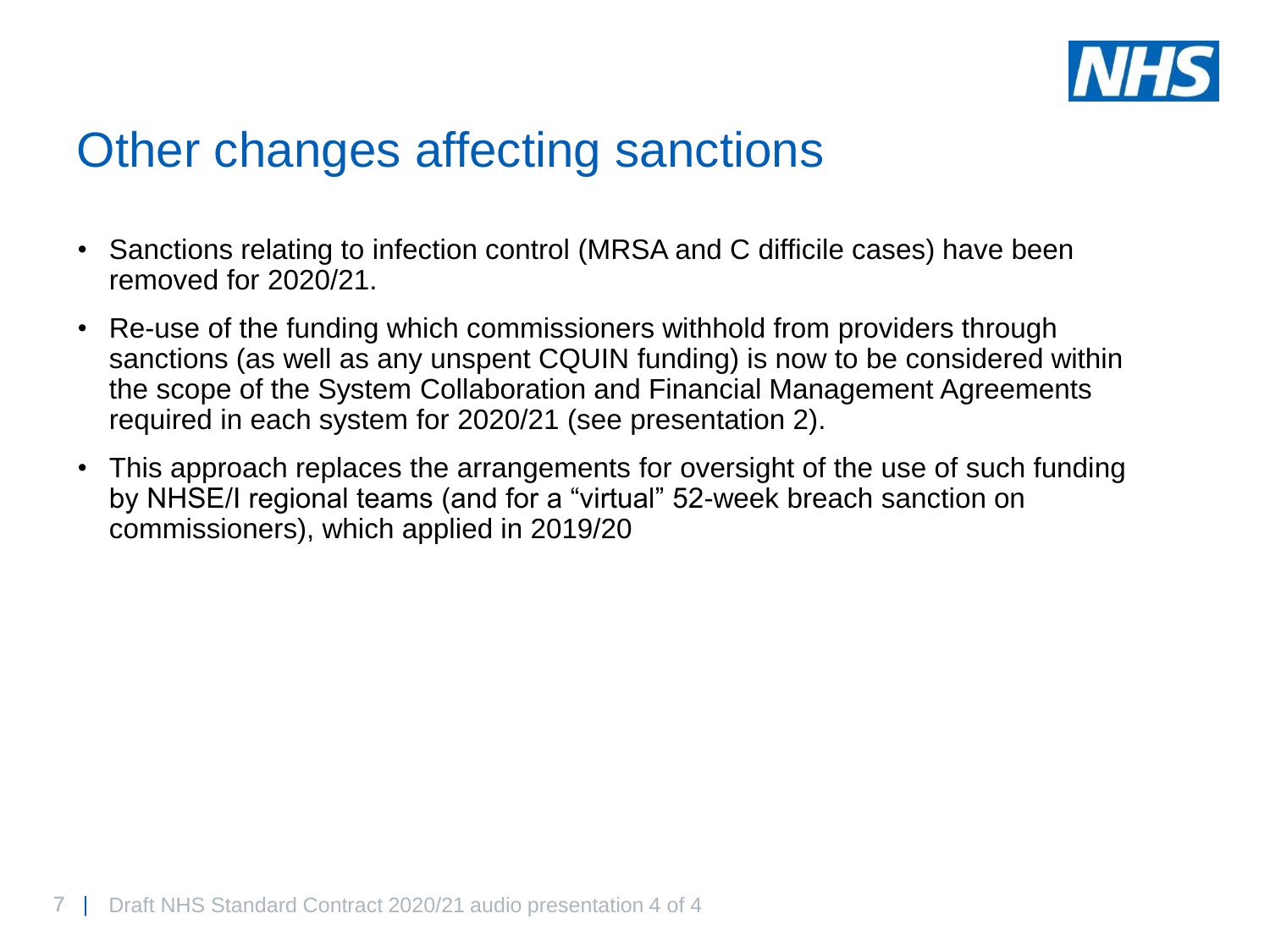# Other changes affecting sanctions

- Sanctions relating to infection control (MRSA and C difficile cases) have been removed for 2020/21.
- Re-use of the funding which commissioners withhold from providers through sanctions (as well as any unspent CQUIN funding) is now to be considered within the scope of the System Collaboration and Financial Management Agreements required in each system for 2020/21 (see presentation 2).
- This approach replaces the arrangements for oversight of the use of such funding by NHSE/I regional teams (and for a "virtual" 52-week breach sanction on commissioners), which applied in 2019/20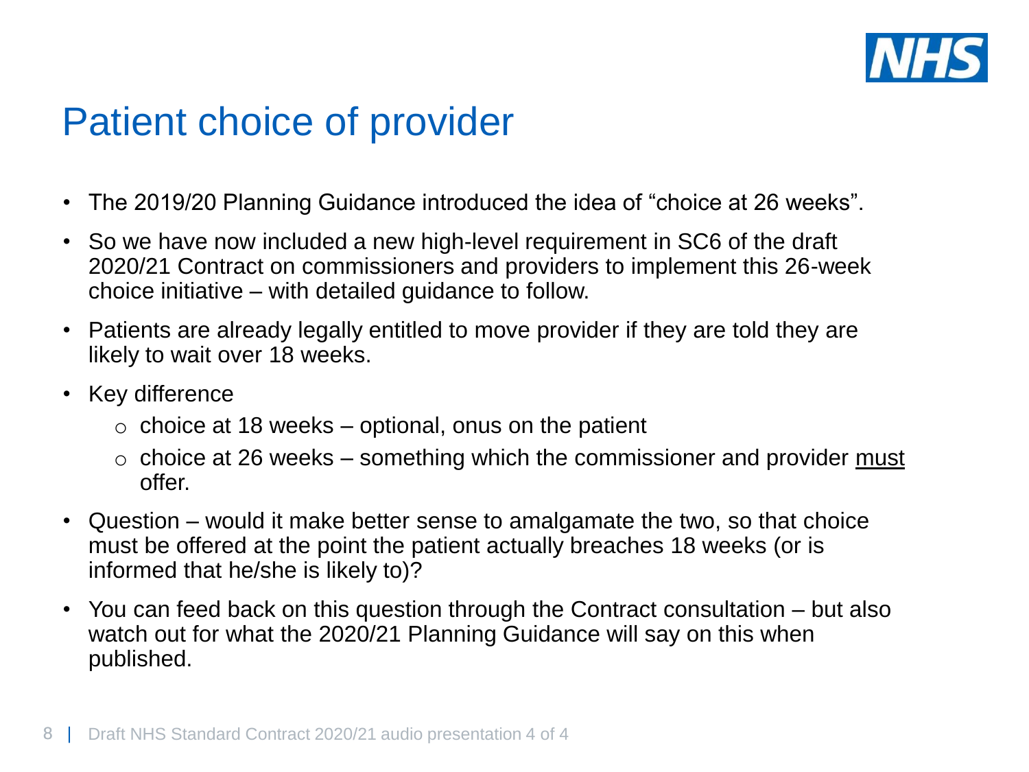# Patient choice of provider

- The 2019/20 Planning Guidance introduced the idea of "choice at 26 weeks".
- So we have now included a new high-level requirement in SC6 of the draft 2020/21 Contract on commissioners and providers to implement this 26-week choice initiative – with detailed guidance to follow.
- Patients are already legally entitled to move provider if they are told they are likely to wait over 18 weeks.
- Key difference
  - choice at 18 weeks – optional, onus on the patient
  - choice at 26 weeks – something which the commissioner and provider <u>must</u> offer.
- Question – would it make better sense to amalgamate the two, so that choice must be offered at the point the patient actually breaches 18 weeks (or is informed that he/she is likely to)?
- You can feed back on this question through the Contract consultation – but also watch out for what the 2020/21 Planning Guidance will say on this when published.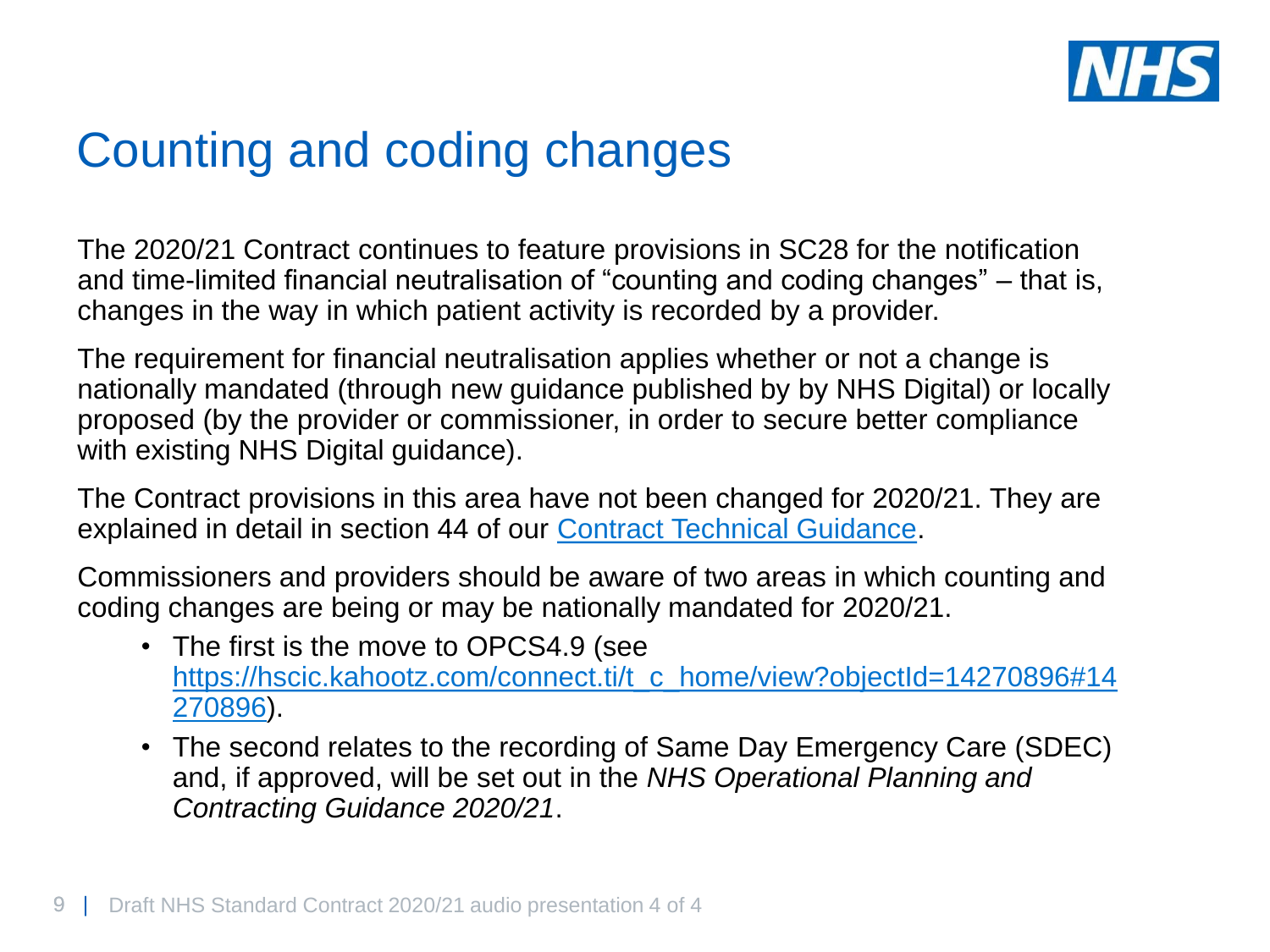# Counting and coding changes

The 2020/21 Contract continues to feature provisions in SC28 for the notification and time-limited financial neutralisation of "counting and coding changes" – that is, changes in the way in which patient activity is recorded by a provider.

The requirement for financial neutralisation applies whether or not a change is nationally mandated (through new guidance published by by NHS Digital) or locally proposed (by the provider or commissioner, in order to secure better compliance with existing NHS Digital guidance).

The Contract provisions in this area have not been changed for 2020/21. They are explained in detail in section 44 of our Contract Technical Guidance.

Commissioners and providers should be aware of two areas in which counting and coding changes are being or may be nationally mandated for 2020/21.

- The first is the move to OPCS4.9 (see https://hscic.kahootz.com/connect.ti/t_c_home/view?objectId=14270896#14270896).
- The second relates to the recording of Same Day Emergency Care (SDEC) and, if approved, will be set out in the *NHS Operational Planning and Contracting Guidance 2020/21*.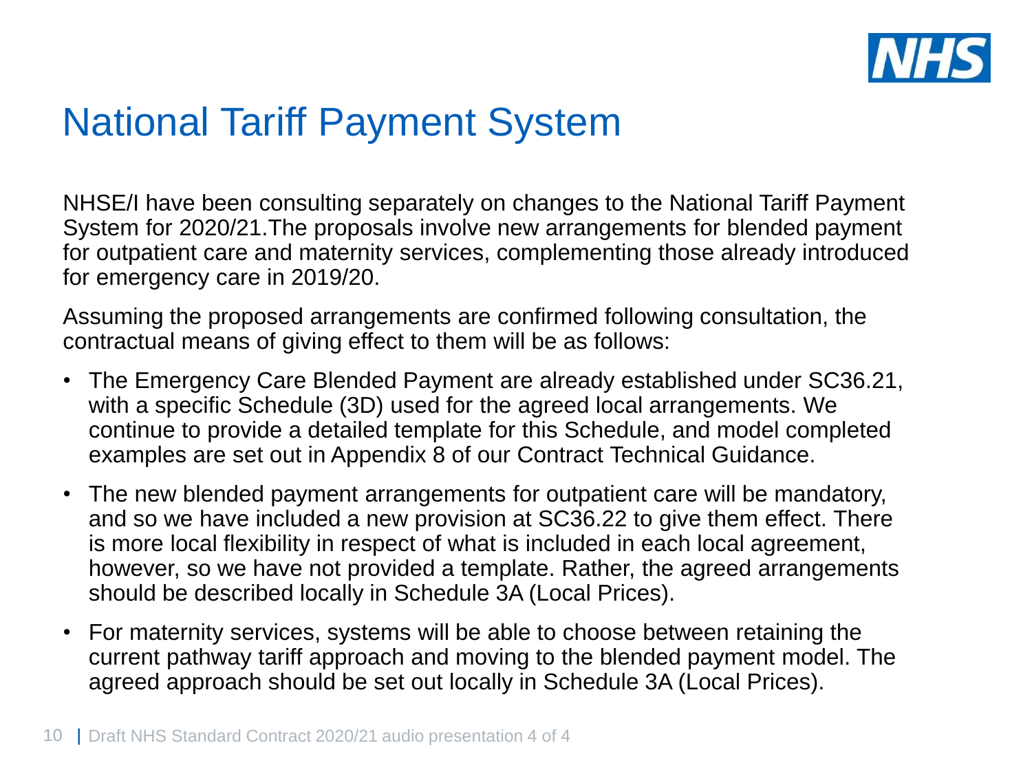# National Tariff Payment System

NHSE/I have been consulting separately on changes to the National Tariff Payment System for 2020/21.The proposals involve new arrangements for blended payment for outpatient care and maternity services, complementing those already introduced for emergency care in 2019/20.

Assuming the proposed arrangements are confirmed following consultation, the contractual means of giving effect to them will be as follows:

- The Emergency Care Blended Payment are already established under SC36.21, with a specific Schedule (3D) used for the agreed local arrangements. We continue to provide a detailed template for this Schedule, and model completed examples are set out in Appendix 8 of our Contract Technical Guidance.
- The new blended payment arrangements for outpatient care will be mandatory, and so we have included a new provision at SC36.22 to give them effect. There is more local flexibility in respect of what is included in each local agreement, however, so we have not provided a template. Rather, the agreed arrangements should be described locally in Schedule 3A (Local Prices).
- For maternity services, systems will be able to choose between retaining the current pathway tariff approach and moving to the blended payment model. The agreed approach should be set out locally in Schedule 3A (Local Prices).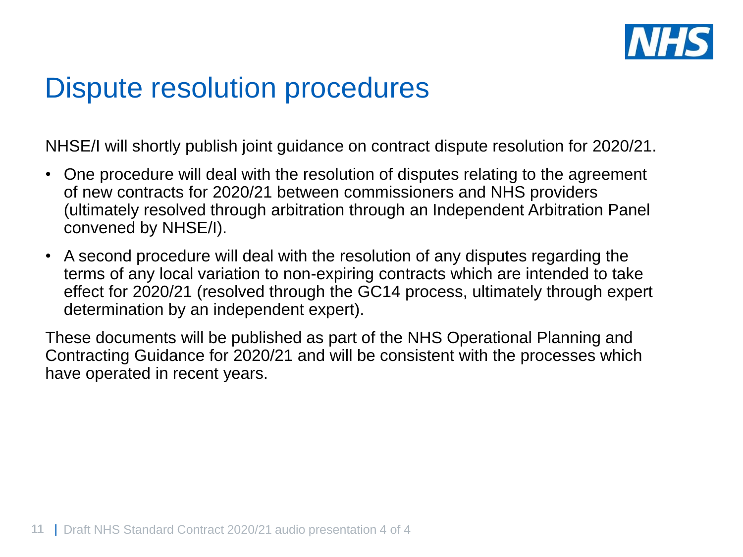# Dispute resolution procedures

NHSE/I will shortly publish joint guidance on contract dispute resolution for 2020/21.

- One procedure will deal with the resolution of disputes relating to the agreement of new contracts for 2020/21 between commissioners and NHS providers (ultimately resolved through arbitration through an Independent Arbitration Panel convened by NHSE/I).
- A second procedure will deal with the resolution of any disputes regarding the terms of any local variation to non-expiring contracts which are intended to take effect for 2020/21 (resolved through the GC14 process, ultimately through expert determination by an independent expert).

These documents will be published as part of the NHS Operational Planning and Contracting Guidance for 2020/21 and will be consistent with the processes which have operated in recent years.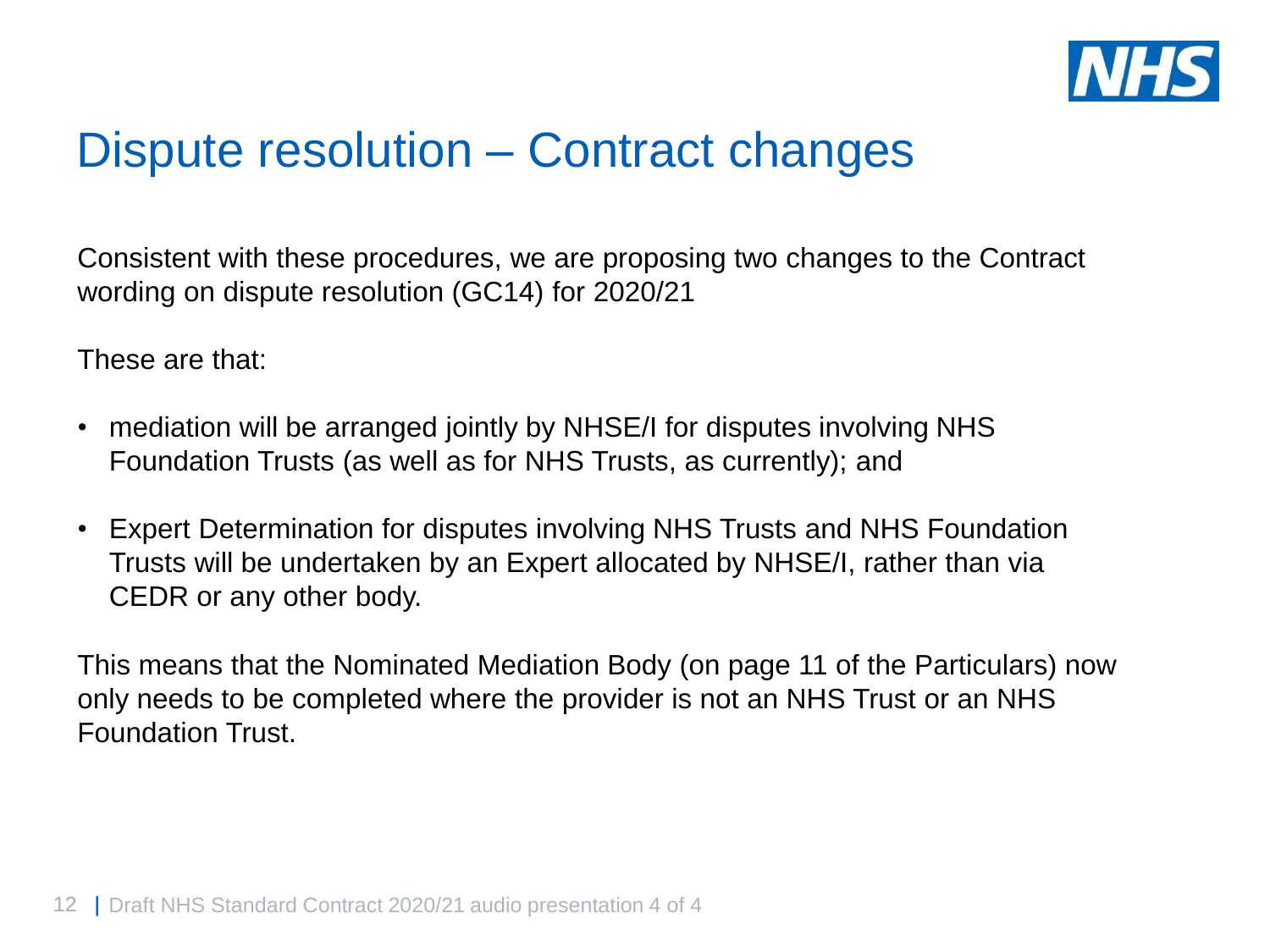# Dispute resolution – Contract changes

Consistent with these procedures, we are proposing two changes to the Contract wording on dispute resolution (GC14) for 2020/21

These are that:

- mediation will be arranged jointly by NHSE/I for disputes involving NHS Foundation Trusts (as well as for NHS Trusts, as currently); and
- Expert Determination for disputes involving NHS Trusts and NHS Foundation Trusts will be undertaken by an Expert allocated by NHSE/I, rather than via CEDR or any other body.

This means that the Nominated Mediation Body (on page 11 of the Particulars) now only needs to be completed where the provider is not an NHS Trust or an NHS Foundation Trust.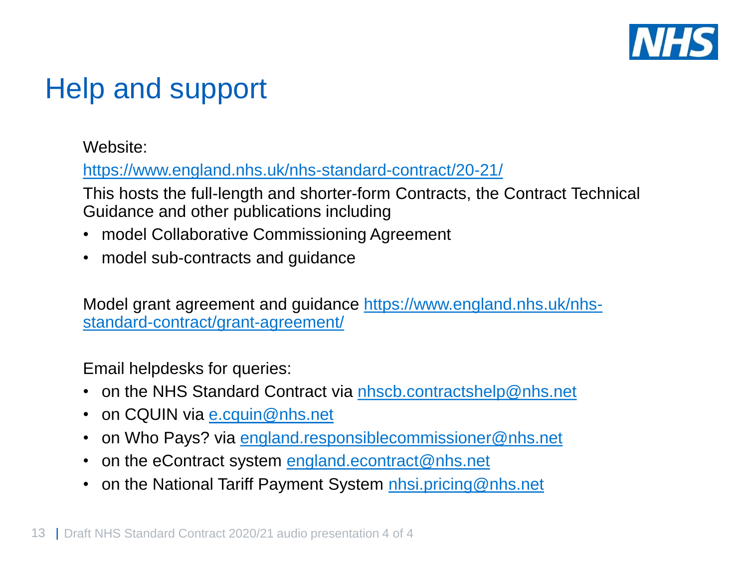# Help and support

Website:

https://www.england.nhs.uk/nhs-standard-contract/20-21/

This hosts the full-length and shorter-form Contracts, the Contract Technical Guidance and other publications including

- model Collaborative Commissioning Agreement
- model sub-contracts and guidance

Model grant agreement and guidance https://www.england.nhs.uk/nhs-standard-contract/grant-agreement/

Email helpdesks for queries:

- on the NHS Standard Contract via nhscb.contractshelp@nhs.net
- on CQUIN via e.cquin@nhs.net
- on Who Pays? via england.responsiblecommissioner@nhs.net
- on the eContract system england.econtract@nhs.net
- on the National Tariff Payment System nhsi.pricing@nhs.net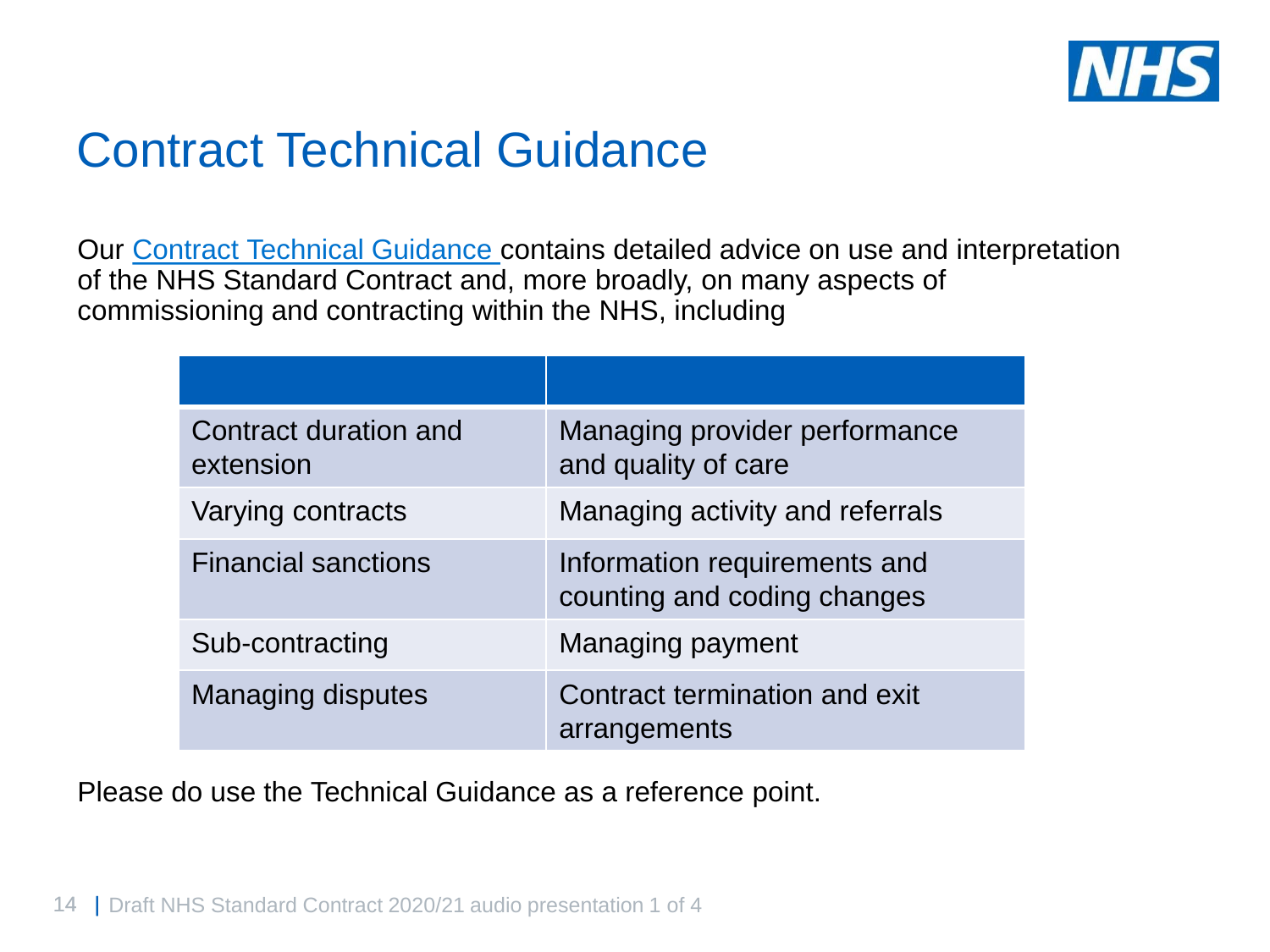# Contract Technical Guidance

Our Contract Technical Guidance contains detailed advice on use and interpretation of the NHS Standard Contract and, more broadly, on many aspects of commissioning and contracting within the NHS, including

| | |
|---|---|
| Contract duration and extension | Managing provider performance and quality of care |
| Varying contracts | Managing activity and referrals |
| Financial sanctions | Information requirements and counting and coding changes |
| Sub-contracting | Managing payment |
| Managing disputes | Contract termination and exit arrangements |

Please do use the Technical Guidance as a reference point.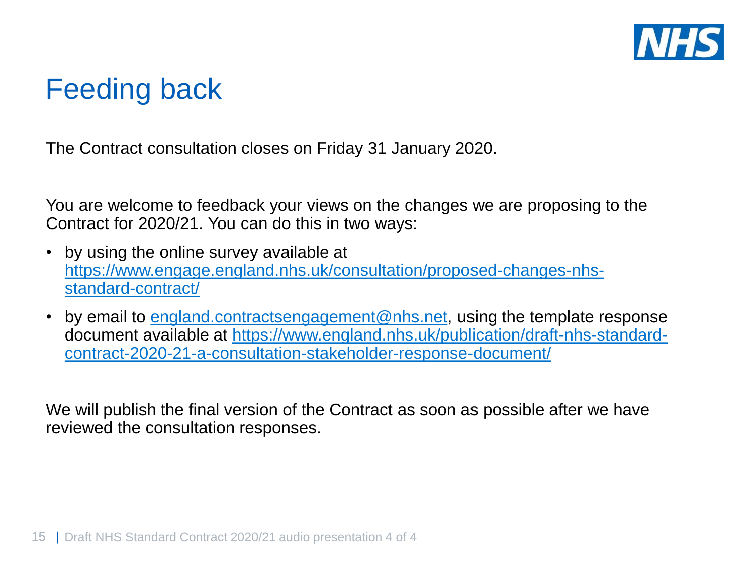# Feeding back

The Contract consultation closes on Friday 31 January 2020.

You are welcome to feedback your views on the changes we are proposing to the Contract for 2020/21. You can do this in two ways:

- by using the online survey available at https://www.engage.england.nhs.uk/consultation/proposed-changes-nhs-standard-contract/
- by email to england.contractsengagement@nhs.net, using the template response document available at https://www.england.nhs.uk/publication/draft-nhs-standard-contract-2020-21-a-consultation-stakeholder-response-document/

We will publish the final version of the Contract as soon as possible after we have reviewed the consultation responses.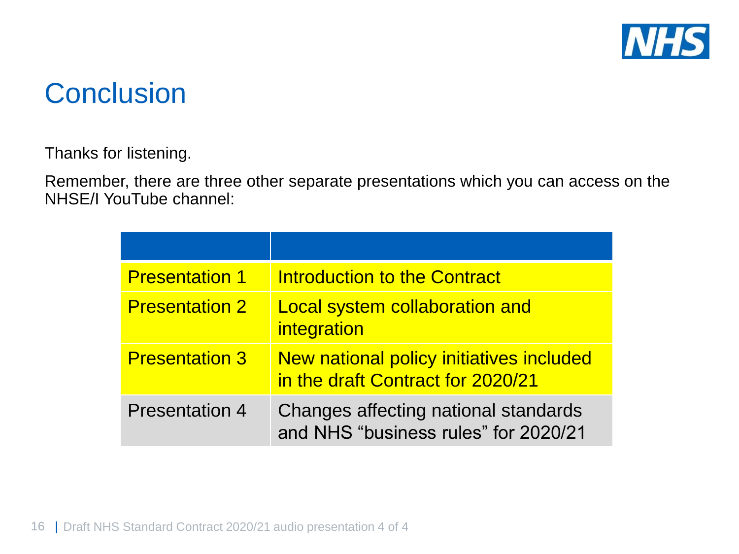# Conclusion

Thanks for listening.

Remember, there are three other separate presentations which you can access on the NHSE/I YouTube channel:

| | |
|---|---|
| Presentation 1 | Introduction to the Contract |
| Presentation 2 | Local system collaboration and integration |
| Presentation 3 | New national policy initiatives included in the draft Contract for 2020/21 |
| Presentation 4 | Changes affecting national standards and NHS "business rules" for 2020/21 |